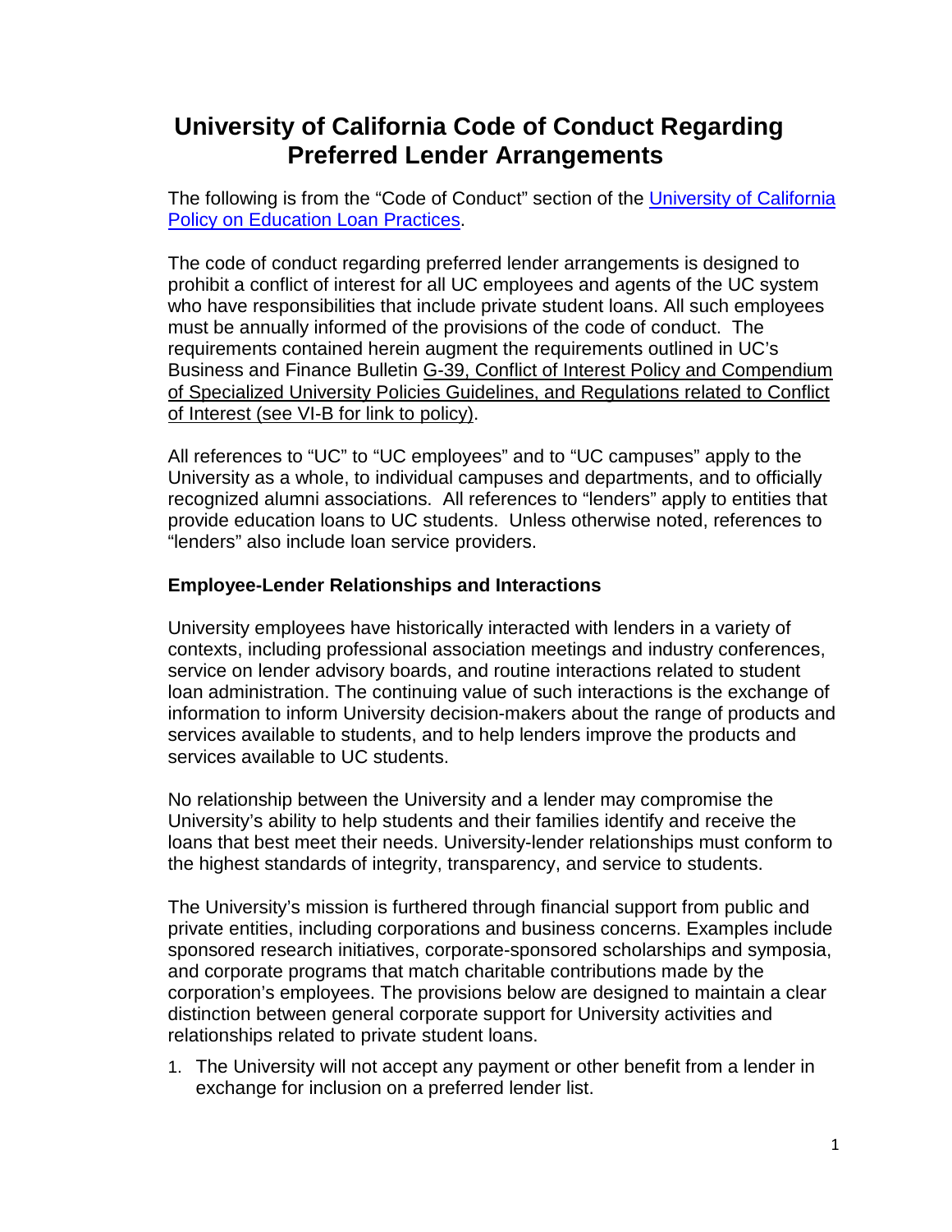# University of California Code of Conduct Regarding Preferred Lender Arrangements

The following is from the "Code of Conduct" section of the University of California Policy on Education Loan Practices.

The code of conduct regarding preferred lender arrangements is designed to prohibit a conflict of interest for all UC employees and agents of the UC system who have responsibilities that include private student loans. All such employees must be annually informed of the provisions of the code of conduct. The requirements contained herein augment the requirements outlined in UC's Business and Finance Bulletin G-39, Conflict of Interest Policy and Compendium of Specialized University Policies Guidelines, and Regulations related to Conflict of Interest (see VI-B for link to policy).

All references to "UC" to "UC employees" and to "UC campuses" apply to the University as a whole, to individual campuses and departments, and to officially recognized alumni associations. All references to "lenders" apply to entities that provide education loans to UC students. Unless otherwise noted, references to "lenders" also include loan service providers.

### Employee-Lender Relationships and Interactions

University employees have historically interacted with lenders in a variety of contexts, including professional association meetings and industry conferences, service on lender advisory boards, and routine interactions related to student loan administration. The continuing value of such interactions is the exchange of information to inform University decision-makers about the range of products and services available to students, and to help lenders improve the products and services available to UC students.

No relationship between the University and a lender may compromise the University's ability to help students and their families identify and receive the loans that best meet their needs. University-lender relationships must conform to the highest standards of integrity, transparency, and service to students.

The University's mission is furthered through financial support from public and private entities, including corporations and business concerns. Examples include sponsored research initiatives, corporate-sponsored scholarships and symposia, and corporate programs that match charitable contributions made by the corporation's employees. The provisions below are designed to maintain a clear distinction between general corporate support for University activities and relationships related to private student loans.

1. The University will not accept any payment or other benefit from a lender in exchange for inclusion on a preferred lender list.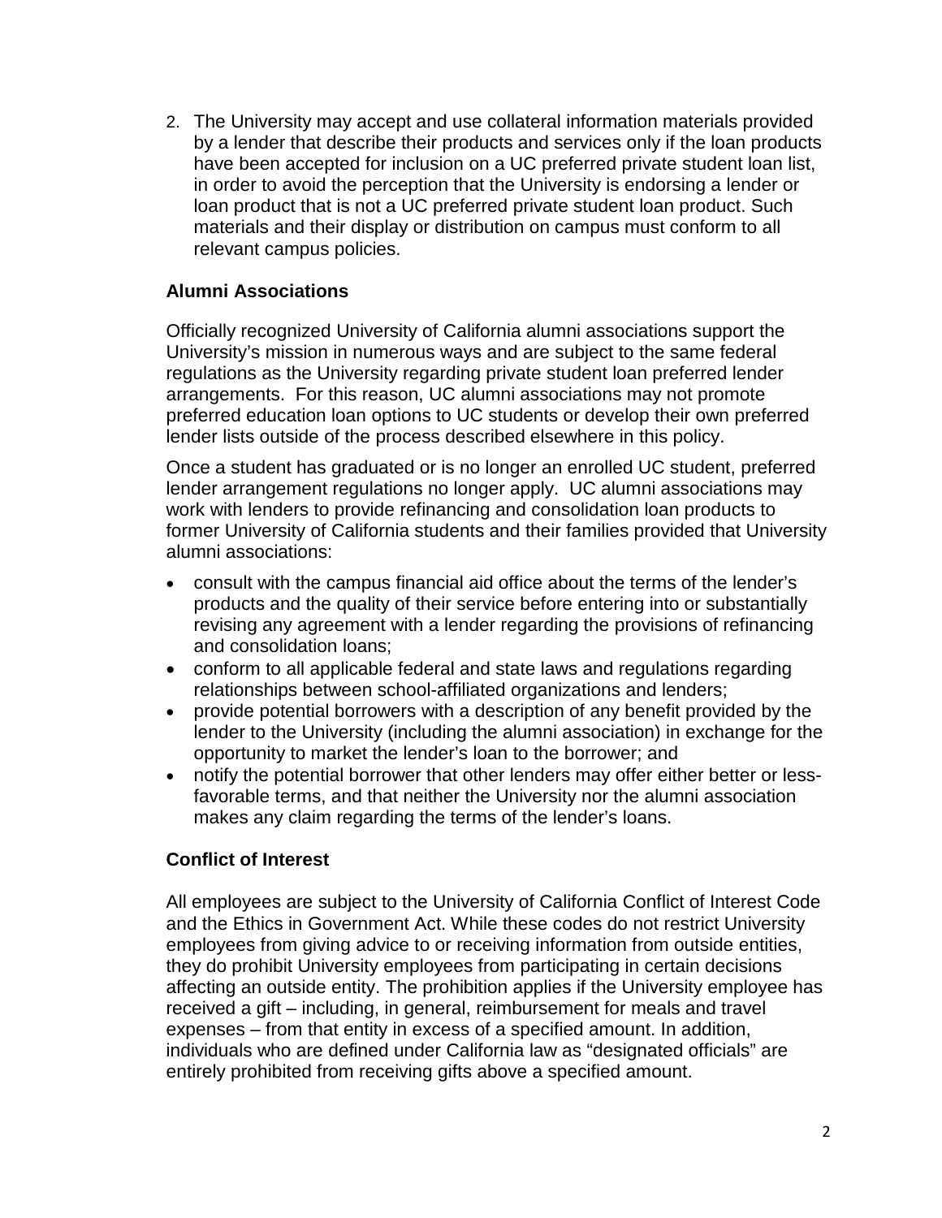2. The University may accept and use collateral information materials provided by a lender that describe their products and services only if the loan products have been accepted for inclusion on a UC preferred private student loan list, in order to avoid the perception that the University is endorsing a lender or loan product that is not a UC preferred private student loan product. Such materials and their display or distribution on campus must conform to all relevant campus policies.

### Alumni Associations

Officially recognized University of California alumni associations support the University's mission in numerous ways and are subject to the same federal regulations as the University regarding private student loan preferred lender arrangements. For this reason, UC alumni associations may not promote preferred education loan options to UC students or develop their own preferred lender lists outside of the process described elsewhere in this policy.

Once a student has graduated or is no longer an enrolled UC student, preferred lender arrangement regulations no longer apply. UC alumni associations may work with lenders to provide refinancing and consolidation loan products to former University of California students and their families provided that University alumni associations:

- consult with the campus financial aid office about the terms of the lender's products and the quality of their service before entering into or substantially revising any agreement with a lender regarding the provisions of refinancing and consolidation loans;
- conform to all applicable federal and state laws and regulations regarding relationships between school-affiliated organizations and lenders;
- provide potential borrowers with a description of any benefit provided by the lender to the University (including the alumni association) in exchange for the opportunity to market the lender's loan to the borrower; and
- notify the potential borrower that other lenders may offer either better or less-favorable terms, and that neither the University nor the alumni association makes any claim regarding the terms of the lender's loans.

### Conflict of Interest

All employees are subject to the University of California Conflict of Interest Code and the Ethics in Government Act. While these codes do not restrict University employees from giving advice to or receiving information from outside entities, they do prohibit University employees from participating in certain decisions affecting an outside entity. The prohibition applies if the University employee has received a gift – including, in general, reimbursement for meals and travel expenses – from that entity in excess of a specified amount. In addition, individuals who are defined under California law as "designated officials" are entirely prohibited from receiving gifts above a specified amount.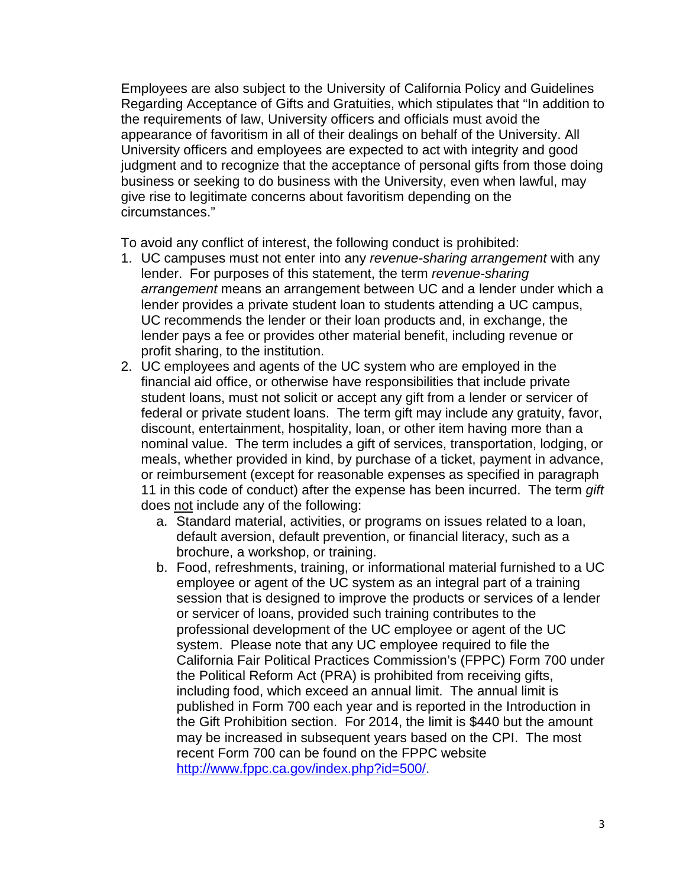Employees are also subject to the University of California Policy and Guidelines Regarding Acceptance of Gifts and Gratuities, which stipulates that "In addition to the requirements of law, University officers and officials must avoid the appearance of favoritism in all of their dealings on behalf of the University. All University officers and employees are expected to act with integrity and good judgment and to recognize that the acceptance of personal gifts from those doing business or seeking to do business with the University, even when lawful, may give rise to legitimate concerns about favoritism depending on the circumstances."

To avoid any conflict of interest, the following conduct is prohibited:

1. UC campuses must not enter into any *revenue-sharing arrangement* with any lender. For purposes of this statement, the term *revenue-sharing arrangement* means an arrangement between UC and a lender under which a lender provides a private student loan to students attending a UC campus, UC recommends the lender or their loan products and, in exchange, the lender pays a fee or provides other material benefit, including revenue or profit sharing, to the institution.
2. UC employees and agents of the UC system who are employed in the financial aid office, or otherwise have responsibilities that include private student loans, must not solicit or accept any gift from a lender or servicer of federal or private student loans. The term gift may include any gratuity, favor, discount, entertainment, hospitality, loan, or other item having more than a nominal value. The term includes a gift of services, transportation, lodging, or meals, whether provided in kind, by purchase of a ticket, payment in advance, or reimbursement (except for reasonable expenses as specified in paragraph 11 in this code of conduct) after the expense has been incurred. The term *gift* does <u>not</u> include any of the following:
   a. Standard material, activities, or programs on issues related to a loan, default aversion, default prevention, or financial literacy, such as a brochure, a workshop, or training.
   b. Food, refreshments, training, or informational material furnished to a UC employee or agent of the UC system as an integral part of a training session that is designed to improve the products or services of a lender or servicer of loans, provided such training contributes to the professional development of the UC employee or agent of the UC system. Please note that any UC employee required to file the California Fair Political Practices Commission's (FPPC) Form 700 under the Political Reform Act (PRA) is prohibited from receiving gifts, including food, which exceed an annual limit. The annual limit is published in Form 700 each year and is reported in the Introduction in the Gift Prohibition section. For 2014, the limit is $440 but the amount may be increased in subsequent years based on the CPI. The most recent Form 700 can be found on the FPPC website [http://www.fppc.ca.gov/index.php?id=500/](http://www.fppc.ca.gov/index.php?id=500/).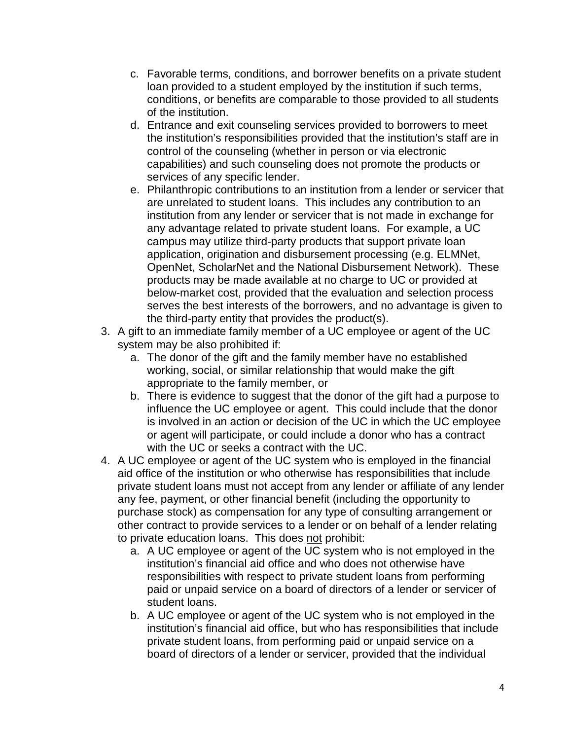c. Favorable terms, conditions, and borrower benefits on a private student loan provided to a student employed by the institution if such terms, conditions, or benefits are comparable to those provided to all students of the institution.
   d. Entrance and exit counseling services provided to borrowers to meet the institution's responsibilities provided that the institution's staff are in control of the counseling (whether in person or via electronic capabilities) and such counseling does not promote the products or services of any specific lender.
   e. Philanthropic contributions to an institution from a lender or servicer that are unrelated to student loans. This includes any contribution to an institution from any lender or servicer that is not made in exchange for any advantage related to private student loans. For example, a UC campus may utilize third-party products that support private loan application, origination and disbursement processing (e.g. ELMNet, OpenNet, ScholarNet and the National Disbursement Network). These products may be made available at no charge to UC or provided at below-market cost, provided that the evaluation and selection process serves the best interests of the borrowers, and no advantage is given to the third-party entity that provides the product(s).
3. A gift to an immediate family member of a UC employee or agent of the UC system may be also prohibited if:
   a. The donor of the gift and the family member have no established working, social, or similar relationship that would make the gift appropriate to the family member, or
   b. There is evidence to suggest that the donor of the gift had a purpose to influence the UC employee or agent. This could include that the donor is involved in an action or decision of the UC in which the UC employee or agent will participate, or could include a donor who has a contract with the UC or seeks a contract with the UC.
4. A UC employee or agent of the UC system who is employed in the financial aid office of the institution or who otherwise has responsibilities that include private student loans must not accept from any lender or affiliate of any lender any fee, payment, or other financial benefit (including the opportunity to purchase stock) as compensation for any type of consulting arrangement or other contract to provide services to a lender or on behalf of a lender relating to private education loans. This does <u>not</u> prohibit:
   a. A UC employee or agent of the UC system who is not employed in the institution's financial aid office and who does not otherwise have responsibilities with respect to private student loans from performing paid or unpaid service on a board of directors of a lender or servicer of student loans.
   b. A UC employee or agent of the UC system who is not employed in the institution's financial aid office, but who has responsibilities that include private student loans, from performing paid or unpaid service on a board of directors of a lender or servicer, provided that the individual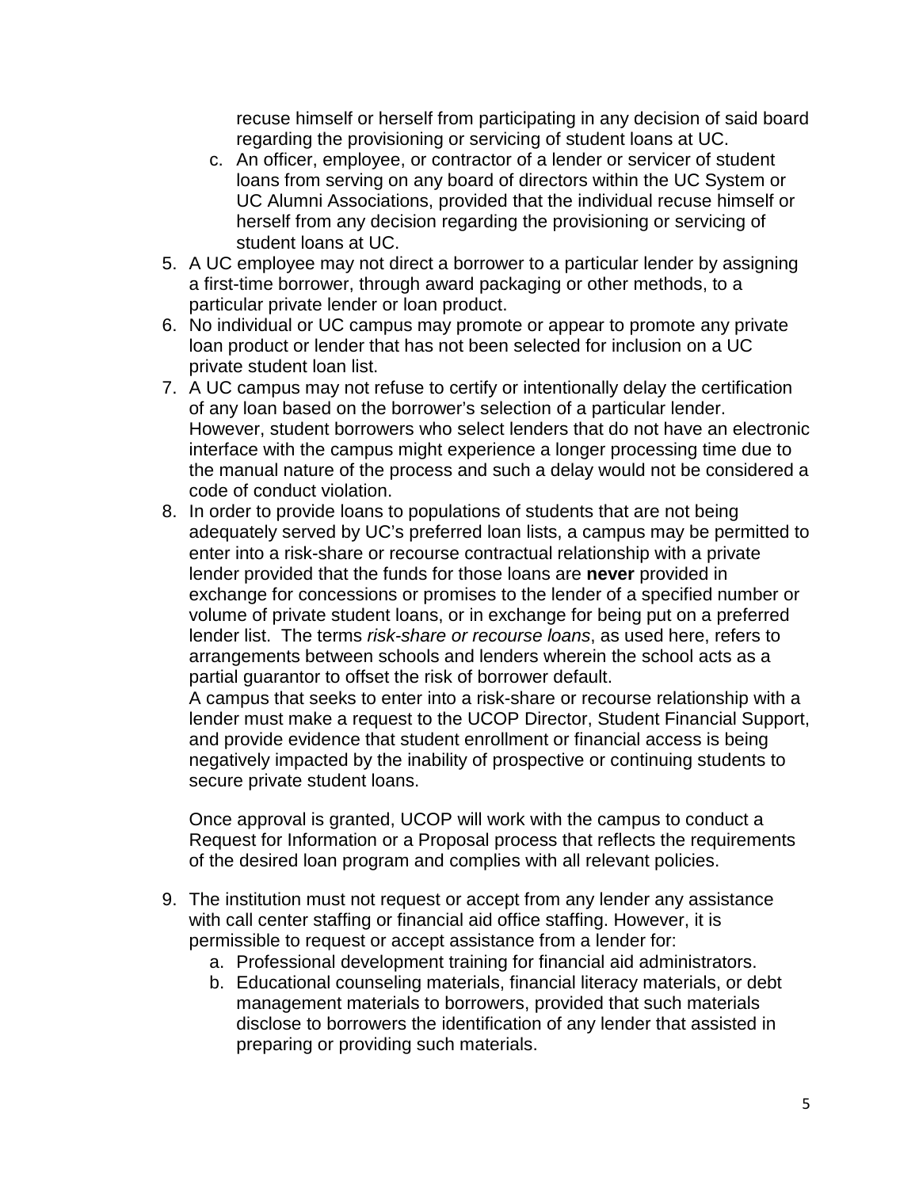recuse himself or herself from participating in any decision of said board regarding the provisioning or servicing of student loans at UC.

   c. An officer, employee, or contractor of a lender or servicer of student loans from serving on any board of directors within the UC System or UC Alumni Associations, provided that the individual recuse himself or herself from any decision regarding the provisioning or servicing of student loans at UC.

5. A UC employee may not direct a borrower to a particular lender by assigning a first-time borrower, through award packaging or other methods, to a particular private lender or loan product.
6. No individual or UC campus may promote or appear to promote any private loan product or lender that has not been selected for inclusion on a UC private student loan list.
7. A UC campus may not refuse to certify or intentionally delay the certification of any loan based on the borrower's selection of a particular lender. However, student borrowers who select lenders that do not have an electronic interface with the campus might experience a longer processing time due to the manual nature of the process and such a delay would not be considered a code of conduct violation.
8. In order to provide loans to populations of students that are not being adequately served by UC's preferred loan lists, a campus may be permitted to enter into a risk-share or recourse contractual relationship with a private lender provided that the funds for those loans are **never** provided in exchange for concessions or promises to the lender of a specified number or volume of private student loans, or in exchange for being put on a preferred lender list. The terms *risk-share or recourse loans*, as used here, refers to arrangements between schools and lenders wherein the school acts as a partial guarantor to offset the risk of borrower default.
   A campus that seeks to enter into a risk-share or recourse relationship with a lender must make a request to the UCOP Director, Student Financial Support, and provide evidence that student enrollment or financial access is being negatively impacted by the inability of prospective or continuing students to secure private student loans.

   Once approval is granted, UCOP will work with the campus to conduct a Request for Information or a Proposal process that reflects the requirements of the desired loan program and complies with all relevant policies.

9. The institution must not request or accept from any lender any assistance with call center staffing or financial aid office staffing. However, it is permissible to request or accept assistance from a lender for:
   a. Professional development training for financial aid administrators.
   b. Educational counseling materials, financial literacy materials, or debt management materials to borrowers, provided that such materials disclose to borrowers the identification of any lender that assisted in preparing or providing such materials.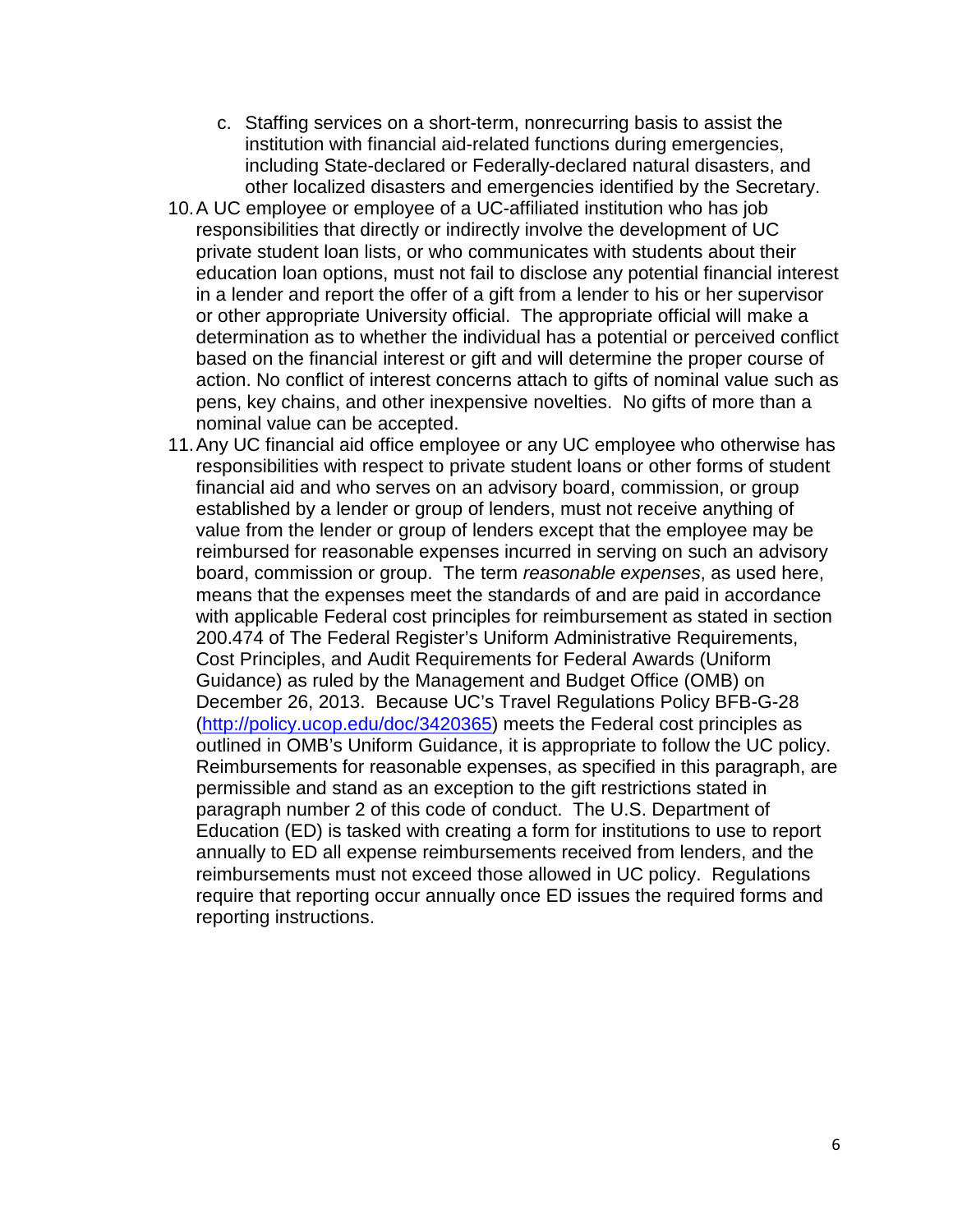c. Staffing services on a short-term, nonrecurring basis to assist the institution with financial aid-related functions during emergencies, including State-declared or Federally-declared natural disasters, and other localized disasters and emergencies identified by the Secretary.

10. A UC employee or employee of a UC-affiliated institution who has job responsibilities that directly or indirectly involve the development of UC private student loan lists, or who communicates with students about their education loan options, must not fail to disclose any potential financial interest in a lender and report the offer of a gift from a lender to his or her supervisor or other appropriate University official. The appropriate official will make a determination as to whether the individual has a potential or perceived conflict based on the financial interest or gift and will determine the proper course of action. No conflict of interest concerns attach to gifts of nominal value such as pens, key chains, and other inexpensive novelties. No gifts of more than a nominal value can be accepted.
11. Any UC financial aid office employee or any UC employee who otherwise has responsibilities with respect to private student loans or other forms of student financial aid and who serves on an advisory board, commission, or group established by a lender or group of lenders, must not receive anything of value from the lender or group of lenders except that the employee may be reimbursed for reasonable expenses incurred in serving on such an advisory board, commission or group. The term *reasonable expenses*, as used here, means that the expenses meet the standards of and are paid in accordance with applicable Federal cost principles for reimbursement as stated in section 200.474 of The Federal Register's Uniform Administrative Requirements, Cost Principles, and Audit Requirements for Federal Awards (Uniform Guidance) as ruled by the Management and Budget Office (OMB) on December 26, 2013. Because UC's Travel Regulations Policy BFB-G-28 ([http://policy.ucop.edu/doc/3420365](http://policy.ucop.edu/doc/3420365)) meets the Federal cost principles as outlined in OMB's Uniform Guidance, it is appropriate to follow the UC policy. Reimbursements for reasonable expenses, as specified in this paragraph, are permissible and stand as an exception to the gift restrictions stated in paragraph number 2 of this code of conduct. The U.S. Department of Education (ED) is tasked with creating a form for institutions to use to report annually to ED all expense reimbursements received from lenders, and the reimbursements must not exceed those allowed in UC policy. Regulations require that reporting occur annually once ED issues the required forms and reporting instructions.